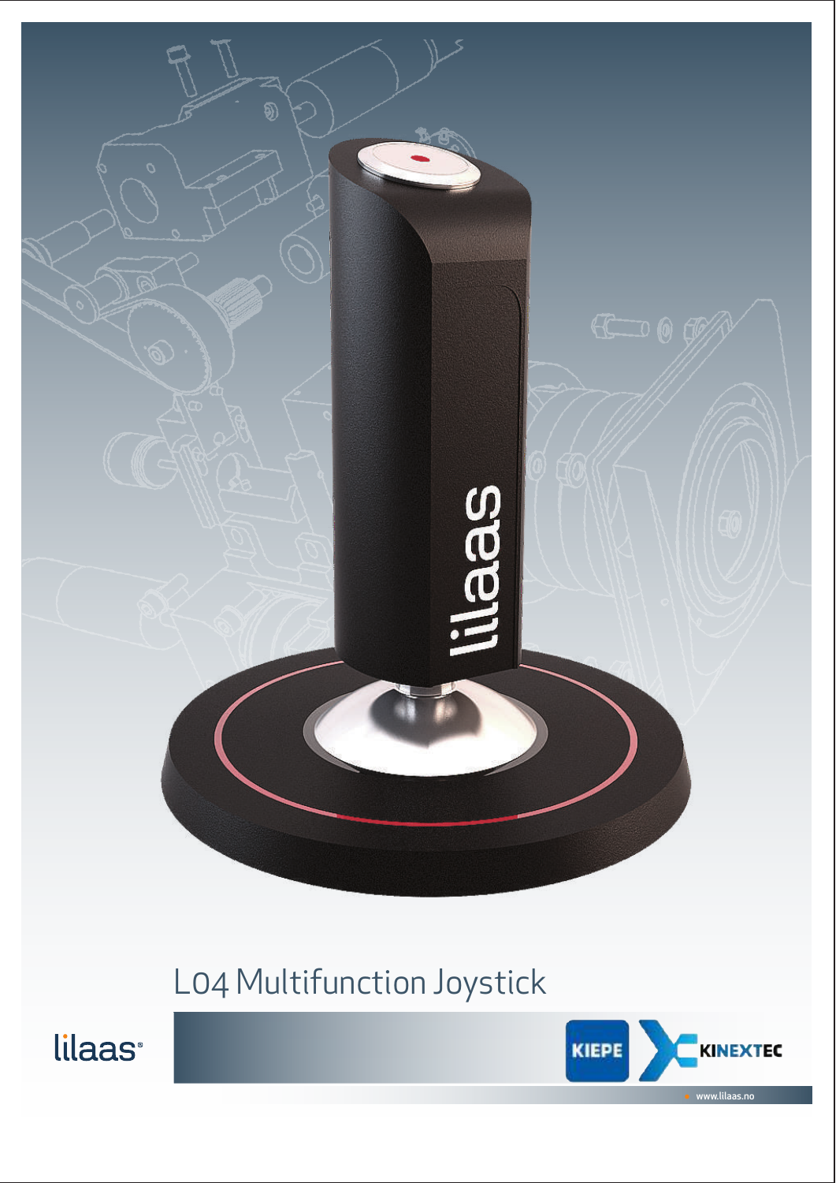# L04 Multifunction Joystick

lilaas®

KIEPE

KINEXTEC

www.lilaas.no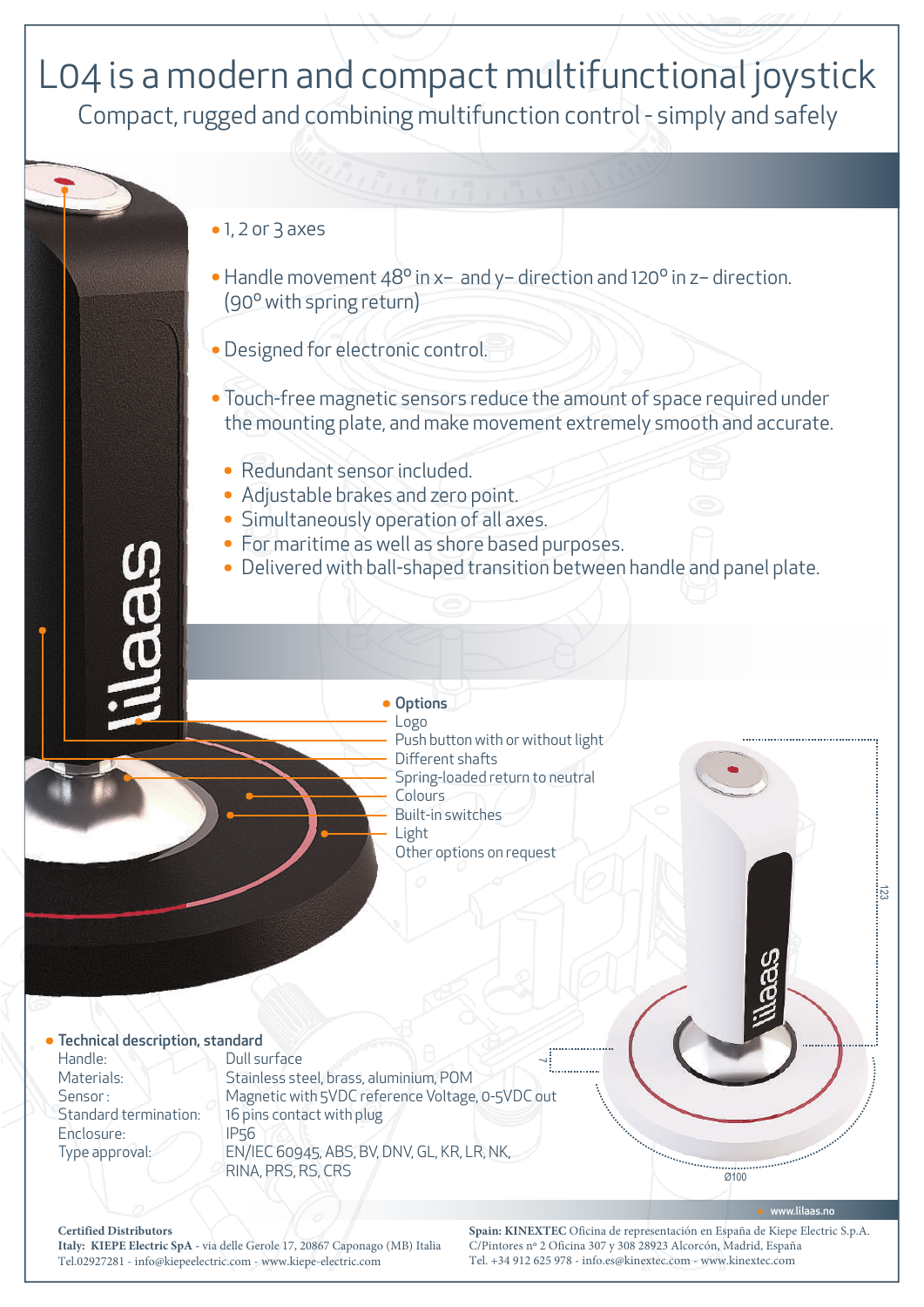# L04 is a modern and compact multifunctional joystick

## Compact, rugged and combining multifunction control - simply and safely

- 1, 2 or 3 axes
- Handle movement 48° in x– and y– direction and 120° in z– direction. (90° with spring return)
- Designed for electronic control.
- Touch-free magnetic sensors reduce the amount of space required under the mounting plate, and make movement extremely smooth and accurate.

  - Redundant sensor included.
  - Adjustable brakes and zero point.
  - Simultaneously operation of all axes.
  - For maritime as well as shore based purposes.
  - Delivered with ball-shaped transition between handle and panel plate.

**Options**

- Logo
- Push button with or without light
- Different shafts
- Spring-loaded return to neutral
- Colours
- Built-in switches
- Light
- Other options on request

123

7

Ø100

**Technical description, standard**

| | |
|---|---|
| Handle: | Dull surface |
| Materials: | Stainless steel, brass, aluminium, POM |
| Sensor : | Magnetic with 5VDC reference Voltage, 0-5VDC out |
| Standard termination: | 16 pins contact with plug |
| Enclosure: | IP56 |
| Type approval: | EN/IEC 60945, ABS, BV, DNV, GL, KR, LR, NK, RINA, PRS, RS, CRS |

www.lilaas.no

**Certified Distributors**

**Italy: KIEPE Electric SpA** - via delle Gerole 17, 20867 Caponago (MB) Italia
Tel.02927281 - info@kiepeelectric.com - www.kiepe-electric.com

**Spain: KINEXTEC** Oficina de representación en España de Kiepe Electric S.p.A.
C/Pintores nº 2 Oficina 307 y 308 28923 Alcorcón, Madrid, España
Tel. +34 912 625 978 - info.es@kinextec.com - www.kinextec.com